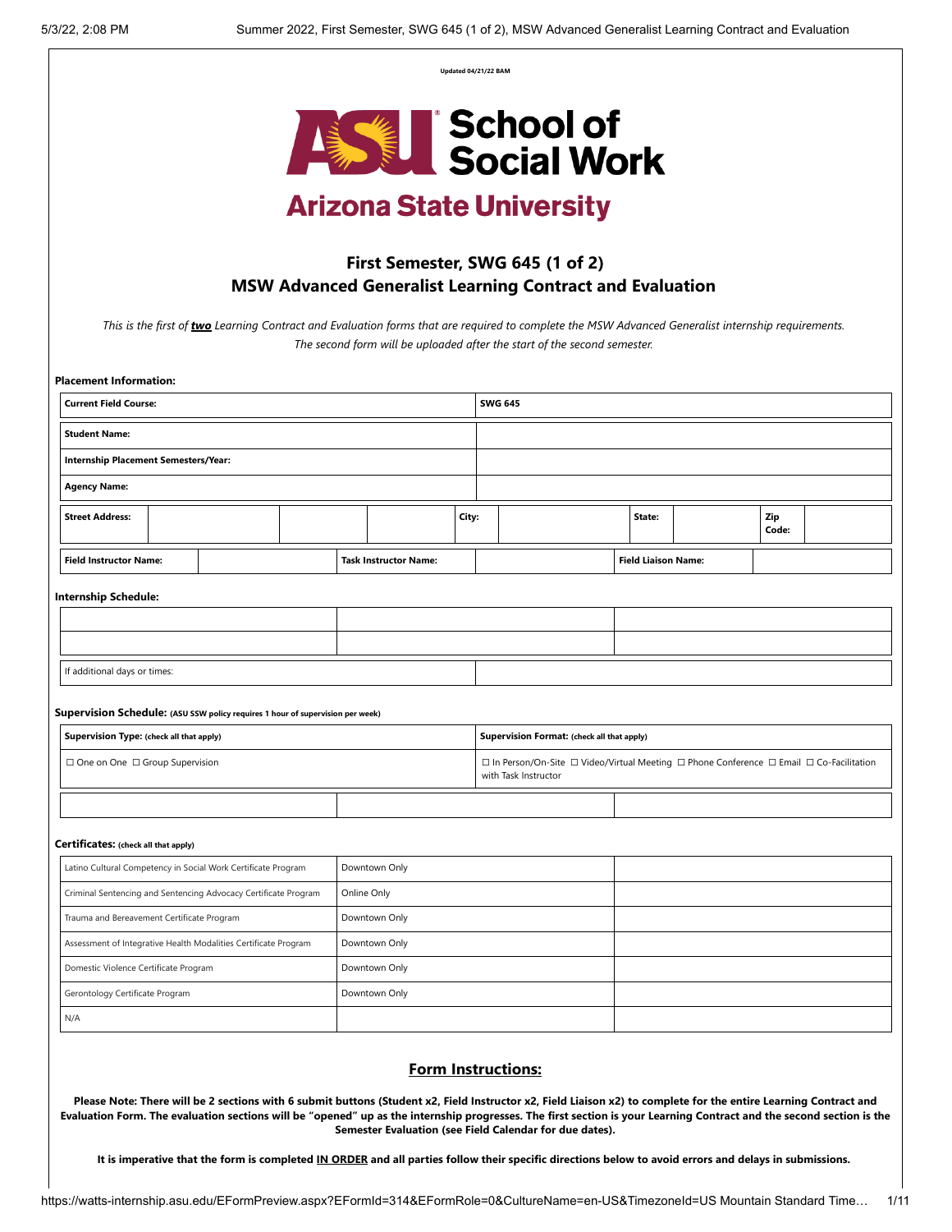Updated 04/21/22 BAM

**ASU School of Social Work**

**Arizona State University**

## First Semester, SWG 645 (1 of 2)
## MSW Advanced Generalist Learning Contract and Evaluation

*This is the first of* ***two*** *Learning Contract and Evaluation forms that are required to complete the MSW Advanced Generalist internship requirements. The second form will be uploaded after the start of the second semester.*

**Placement Information:**

| | |
|---|---|
| **Current Field Course:** | **SWG 645** |
| **Student Name:** | |
| **Internship Placement Semesters/Year:** | |
| **Agency Name:** | |

| **Street Address:** | | | | **City:** | | **State:** | | **Zip Code:** | |
|---|---|---|---|---|---|---|---|---|---|

| **Field Instructor Name:** | | **Task Instructor Name:** | | **Field Liaison Name:** | |
|---|---|---|---|---|---|

**Internship Schedule:**

| | | |
|---|---|---|
| | | |
| | | |

| | |
|---|---|
| If additional days or times: | |

**Supervision Schedule:** (ASU SSW policy requires 1 hour of supervision per week)

| **Supervision Type:** (check all that apply) | **Supervision Format:** (check all that apply) |
|---|---|
| ☐ One on One ☐ Group Supervision | ☐ In Person/On-Site ☐ Video/Virtual Meeting ☐ Phone Conference ☐ Email ☐ Co-Facilitation with Task Instructor |

| | | |
|---|---|---|
| | | |

**Certificates:** (check all that apply)

| | | |
|---|---|---|
| Latino Cultural Competency in Social Work Certificate Program | Downtown Only | |
| Criminal Sentencing and Sentencing Advocacy Certificate Program | Online Only | |
| Trauma and Bereavement Certificate Program | Downtown Only | |
| Assessment of Integrative Health Modalities Certificate Program | Downtown Only | |
| Domestic Violence Certificate Program | Downtown Only | |
| Gerontology Certificate Program | Downtown Only | |
| N/A | | |

## Form Instructions:

**Please Note: There will be 2 sections with 6 submit buttons (Student x2, Field Instructor x2, Field Liaison x2) to complete for the entire Learning Contract and Evaluation Form. The evaluation sections will be "opened" up as the internship progresses. The first section is your Learning Contract and the second section is the Semester Evaluation (see Field Calendar for due dates).**

**It is imperative that the form is completed IN ORDER and all parties follow their specific directions below to avoid errors and delays in submissions.**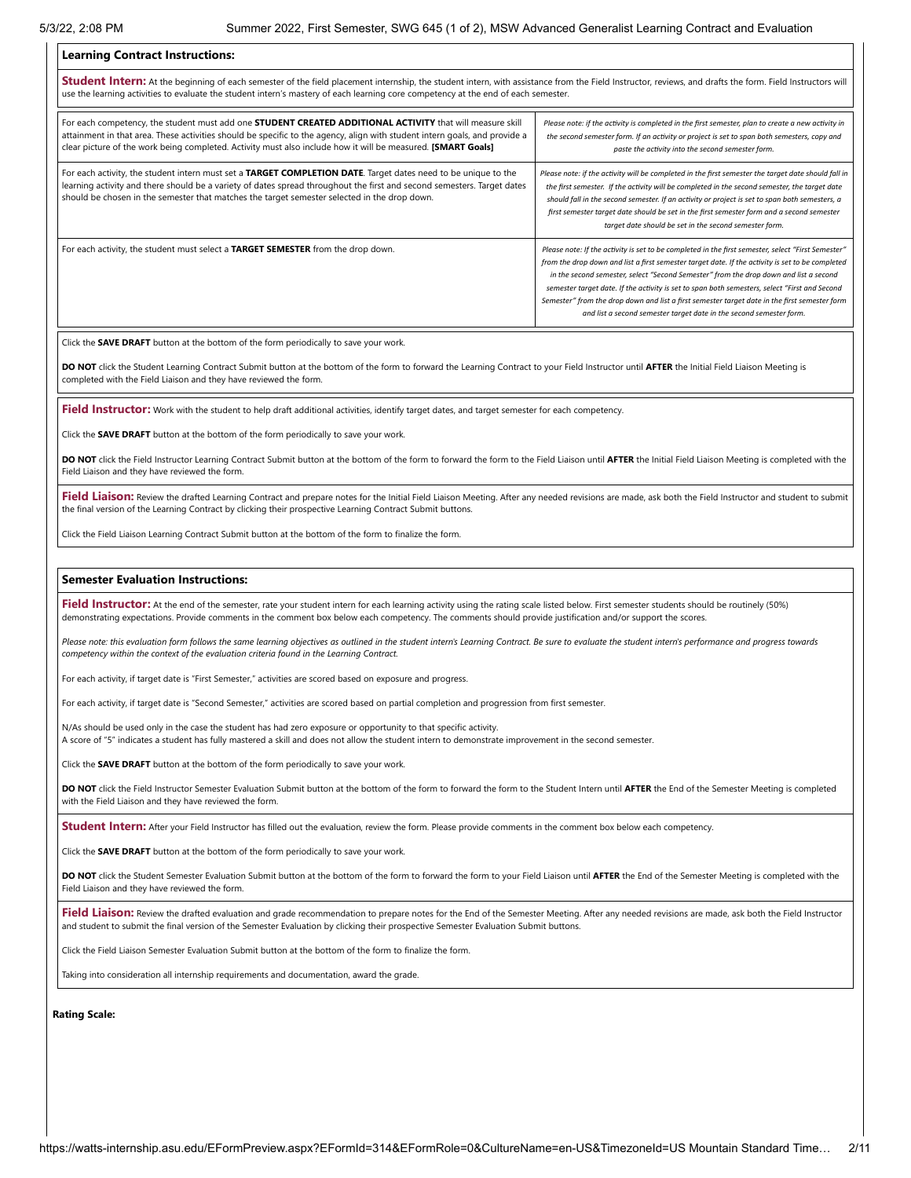## Learning Contract Instructions:

**Student Intern:** At the beginning of each semester of the field placement internship, the student intern, with assistance from the Field Instructor, reviews, and drafts the form. Field Instructors will use the learning activities to evaluate the student intern's mastery of each learning core competency at the end of each semester.

| | |
|---|---|
| For each competency, the student must add one **STUDENT CREATED ADDITIONAL ACTIVITY** that will measure skill attainment in that area. These activities should be specific to the agency, align with student intern goals, and provide a clear picture of the work being completed. Activity must also include how it will be measured. **[SMART Goals]** | *Please note: if the activity is completed in the first semester, plan to create a new activity in the second semester form. If an activity or project is set to span both semesters, copy and paste the activity into the second semester form.* |
| For each activity, the student intern must set a **TARGET COMPLETION DATE**. Target dates need to be unique to the learning activity and there should be a variety of dates spread throughout the first and second semesters. Target dates should be chosen in the semester that matches the target semester selected in the drop down. | *Please note: if the activity will be completed in the first semester the target date should fall in the first semester. If the activity will be completed in the second semester, the target date should fall in the second semester. If an activity or project is set to span both semesters, a first semester target date should be set in the first semester form and a second semester target date should be set in the second semester form.* |
| For each activity, the student must select a **TARGET SEMESTER** from the drop down. | *Please note: If the activity is set to be completed in the first semester, select "First Semester" from the drop down and list a first semester target date. If the activity is set to be completed in the second semester, select "Second Semester" from the drop down and list a second semester target date. If the activity is set to span both semesters, select "First and Second Semester" from the drop down and list a first semester target date in the first semester form and list a second semester target date in the second semester form.* |

Click the **SAVE DRAFT** button at the bottom of the form periodically to save your work.

**DO NOT** click the Student Learning Contract Submit button at the bottom of the form to forward the Learning Contract to your Field Instructor until **AFTER** the Initial Field Liaison Meeting is completed with the Field Liaison and they have reviewed the form.

**Field Instructor:** Work with the student to help draft additional activities, identify target dates, and target semester for each competency.

Click the **SAVE DRAFT** button at the bottom of the form periodically to save your work.

**DO NOT** click the Field Instructor Learning Contract Submit button at the bottom of the form to forward the form to the Field Liaison until **AFTER** the Initial Field Liaison Meeting is completed with the Field Liaison and they have reviewed the form.

**Field Liaison:** Review the drafted Learning Contract and prepare notes for the Initial Field Liaison Meeting. After any needed revisions are made, ask both the Field Instructor and student to submit the final version of the Learning Contract by clicking their prospective Learning Contract Submit buttons.

Click the Field Liaison Learning Contract Submit button at the bottom of the form to finalize the form.

## Semester Evaluation Instructions:

**Field Instructor:** At the end of the semester, rate your student intern for each learning activity using the rating scale listed below. First semester students should be routinely (50%) demonstrating expectations. Provide comments in the comment box below each competency. The comments should provide justification and/or support the scores.

*Please note: this evaluation form follows the same learning objectives as outlined in the student intern's Learning Contract. Be sure to evaluate the student intern's performance and progress towards competency within the context of the evaluation criteria found in the Learning Contract.*

For each activity, if target date is "First Semester," activities are scored based on exposure and progress.

For each activity, if target date is "Second Semester," activities are scored based on partial completion and progression from first semester.

N/As should be used only in the case the student has had zero exposure or opportunity to that specific activity.
A score of "5" indicates a student has fully mastered a skill and does not allow the student intern to demonstrate improvement in the second semester.

Click the **SAVE DRAFT** button at the bottom of the form periodically to save your work.

**DO NOT** click the Field Instructor Semester Evaluation Submit button at the bottom of the form to forward the form to the Student Intern until **AFTER** the End of the Semester Meeting is completed with the Field Liaison and they have reviewed the form.

**Student Intern:** After your Field Instructor has filled out the evaluation, review the form. Please provide comments in the comment box below each competency.

Click the **SAVE DRAFT** button at the bottom of the form periodically to save your work.

**DO NOT** click the Student Semester Evaluation Submit button at the bottom of the form to forward the form to your Field Liaison until **AFTER** the End of the Semester Meeting is completed with the Field Liaison and they have reviewed the form.

**Field Liaison:** Review the drafted evaluation and grade recommendation to prepare notes for the End of the Semester Meeting. After any needed revisions are made, ask both the Field Instructor and student to submit the final version of the Semester Evaluation by clicking their prospective Semester Evaluation Submit buttons.

Click the Field Liaison Semester Evaluation Submit button at the bottom of the form to finalize the form.

Taking into consideration all internship requirements and documentation, award the grade.

**Rating Scale:**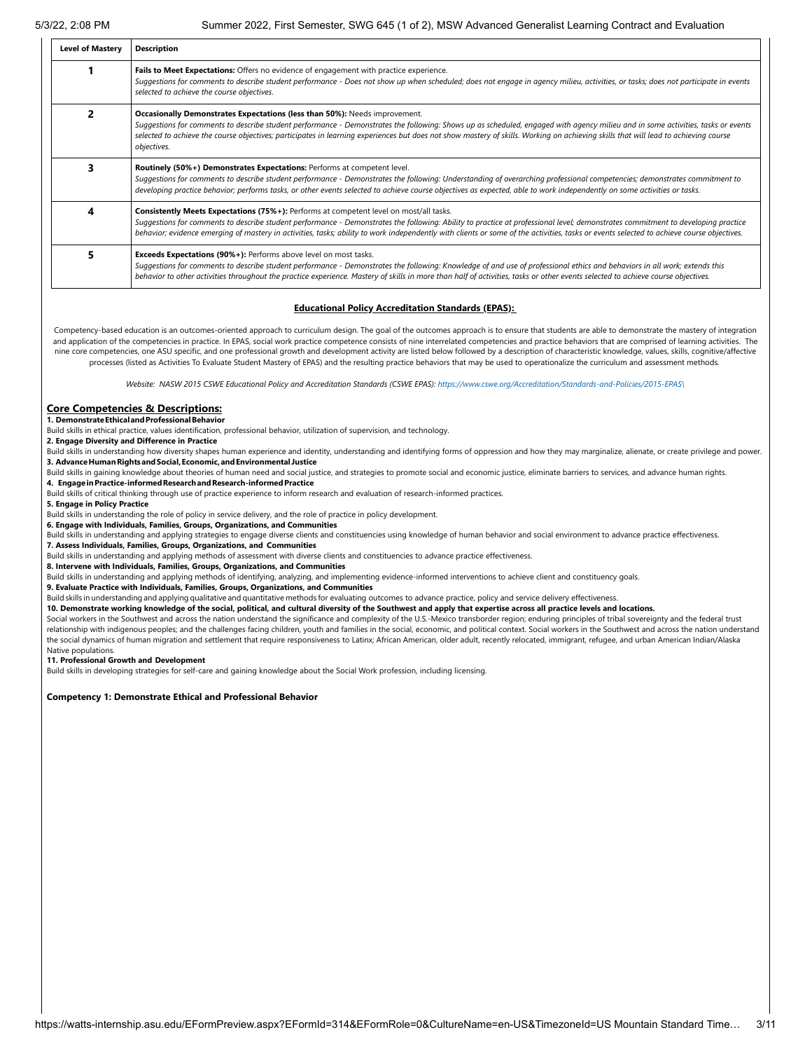| Level of Mastery | Description |
| --- | --- |
| 1 | **Fails to Meet Expectations:** Offers no evidence of engagement with practice experience. *Suggestions for comments to describe student performance - Does not show up when scheduled; does not engage in agency milieu, activities, or tasks; does not participate in events selected to achieve the course objectives.* |
| 2 | **Occasionally Demonstrates Expectations (less than 50%):** Needs improvement. *Suggestions for comments to describe student performance - Demonstrates the following: Shows up as scheduled, engaged with agency milieu and in some activities, tasks or events selected to achieve the course objectives; participates in learning experiences but does not show mastery of skills. Working on achieving skills that will lead to achieving course objectives.* |
| 3 | **Routinely (50%+) Demonstrates Expectations:** Performs at competent level. *Suggestions for comments to describe student performance - Demonstrates the following: Understanding of overarching professional competencies; demonstrates commitment to developing practice behavior; performs tasks, or other events selected to achieve course objectives as expected, able to work independently on some activities or tasks.* |
| 4 | **Consistently Meets Expectations (75%+):** Performs at competent level on most/all tasks. *Suggestions for comments to describe student performance - Demonstrates the following: Ability to practice at professional level; demonstrates commitment to developing practice behavior; evidence emerging of mastery in activities, tasks; ability to work independently with clients or some of the activities, tasks or events selected to achieve course objectives.* |
| 5 | **Exceeds Expectations (90%+):** Performs above level on most tasks. *Suggestions for comments to describe student performance - Demonstrates the following: Knowledge of and use of professional ethics and behaviors in all work; extends this behavior to other activities throughout the practice experience. Mastery of skills in more than half of activities, tasks or other events selected to achieve course objectives.* |

## Educational Policy Accreditation Standards (EPAS):

Competency-based education is an outcomes-oriented approach to curriculum design. The goal of the outcomes approach is to ensure that students are able to demonstrate the mastery of integration and application of the competencies in practice. In EPAS, social work practice competence consists of nine interrelated competencies and practice behaviors that are comprised of learning activities. The nine core competencies, one ASU specific, and one professional growth and development activity are listed below followed by a description of characteristic knowledge, values, skills, cognitive/affective processes (listed as Activities To Evaluate Student Mastery of EPAS) and the resulting practice behaviors that may be used to operationalize the curriculum and assessment methods.

*Website: NASW 2015 CSWE Educational Policy and Accreditation Standards (CSWE EPAS): https://www.cswe.org/Accreditation/Standards-and-Policies/2015-EPAS\*

## Core Competencies & Descriptions:

**1. Demonstrate Ethical and Professional Behavior**

Build skills in ethical practice, values identification, professional behavior, utilization of supervision, and technology.

**2. Engage Diversity and Difference in Practice**

Build skills in understanding how diversity shapes human experience and identity, understanding and identifying forms of oppression and how they may marginalize, alienate, or create privilege and power.

**3. Advance Human Rights and Social, Economic, and Environmental Justice**

Build skills in gaining knowledge about theories of human need and social justice, and strategies to promote social and economic justice, eliminate barriers to services, and advance human rights.

**4. Engage in Practice-informed Research and Research-informed Practice**

Build skills of critical thinking through use of practice experience to inform research and evaluation of research-informed practices.

**5. Engage in Policy Practice**

Build skills in understanding the role of policy in service delivery, and the role of practice in policy development.

**6. Engage with Individuals, Families, Groups, Organizations, and Communities**

Build skills in understanding and applying strategies to engage diverse clients and constituencies using knowledge of human behavior and social environment to advance practice effectiveness.

**7. Assess Individuals, Families, Groups, Organizations, and Communities**

Build skills in understanding and applying methods of assessment with diverse clients and constituencies to advance practice effectiveness.

**8. Intervene with Individuals, Families, Groups, Organizations, and Communities**

Build skills in understanding and applying methods of identifying, analyzing, and implementing evidence-informed interventions to achieve client and constituency goals.

**9. Evaluate Practice with Individuals, Families, Groups, Organizations, and Communities**

Build skills in understanding and applying qualitative and quantitative methods for evaluating outcomes to advance practice, policy and service delivery effectiveness.

**10. Demonstrate working knowledge of the social, political, and cultural diversity of the Southwest and apply that expertise across all practice levels and locations.**

Social workers in the Southwest and across the nation understand the significance and complexity of the U.S.-Mexico transborder region; enduring principles of tribal sovereignty and the federal trust relationship with indigenous peoples; and the challenges facing children, youth and families in the social, economic, and political context. Social workers in the Southwest and across the nation understand the social dynamics of human migration and settlement that require responsiveness to Latinx; African American, older adult, recently relocated, immigrant, refugee, and urban American Indian/Alaska Native populations.

**11. Professional Growth and Development**

Build skills in developing strategies for self-care and gaining knowledge about the Social Work profession, including licensing.

**Competency 1: Demonstrate Ethical and Professional Behavior**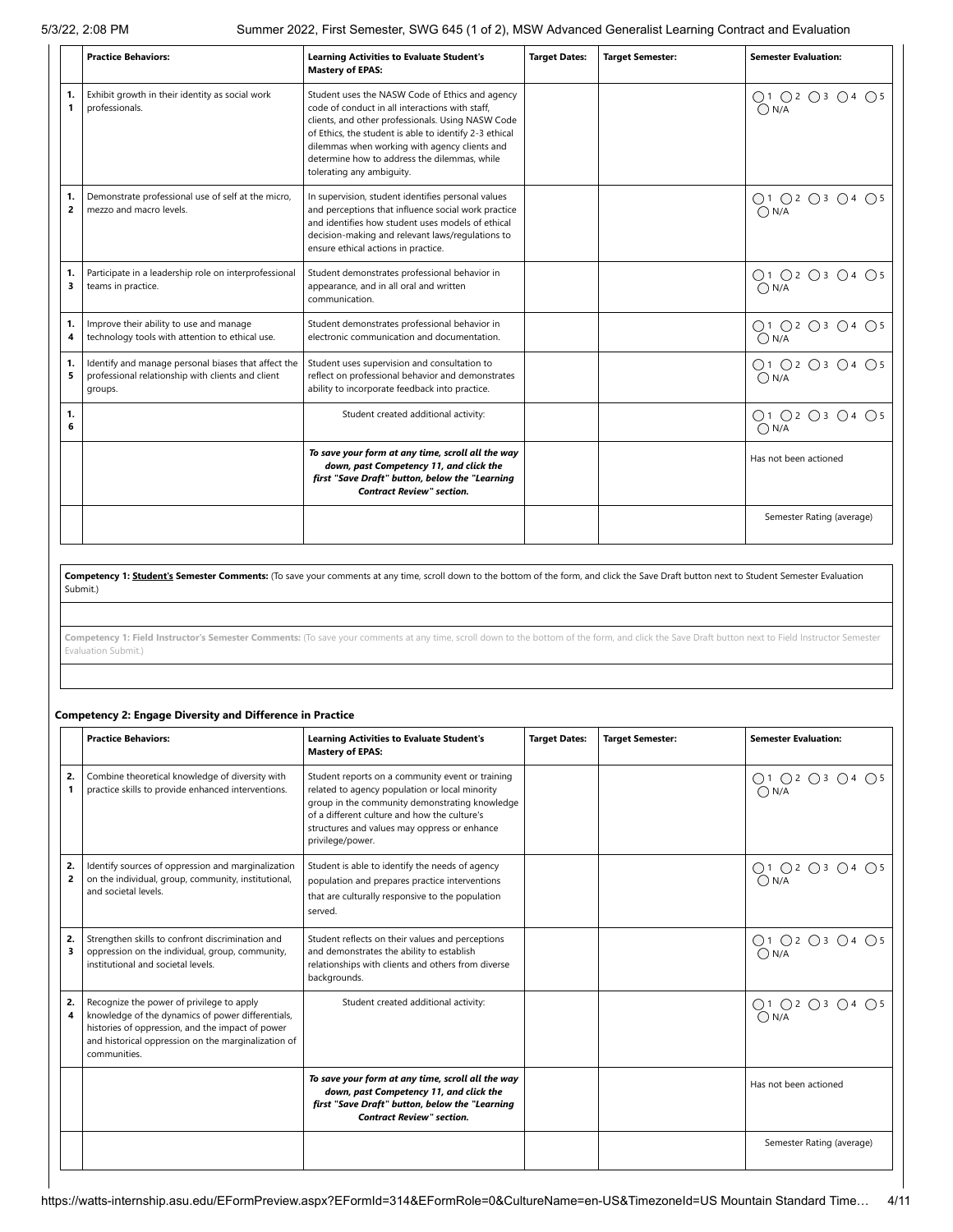|  | Practice Behaviors: | Learning Activities to Evaluate Student's Mastery of EPAS: | Target Dates: | Target Semester: | Semester Evaluation: |
|---|---|---|---|---|---|
| 1.1 | Exhibit growth in their identity as social work professionals. | Student uses the NASW Code of Ethics and agency code of conduct in all interactions with staff, clients, and other professionals. Using NASW Code of Ethics, the student is able to identify 2-3 ethical dilemmas when working with agency clients and determine how to address the dilemmas, while tolerating any ambiguity. |  |  | ◯1 ◯2 ◯3 ◯4 ◯5 ◯N/A |
| 1.2 | Demonstrate professional use of self at the micro, mezzo and macro levels. | In supervision, student identifies personal values and perceptions that influence social work practice and identifies how student uses models of ethical decision-making and relevant laws/regulations to ensure ethical actions in practice. |  |  | ◯1 ◯2 ◯3 ◯4 ◯5 ◯N/A |
| 1.3 | Participate in a leadership role on interprofessional teams in practice. | Student demonstrates professional behavior in appearance, and in all oral and written communication. |  |  | ◯1 ◯2 ◯3 ◯4 ◯5 ◯N/A |
| 1.4 | Improve their ability to use and manage technology tools with attention to ethical use. | Student demonstrates professional behavior in electronic communication and documentation. |  |  | ◯1 ◯2 ◯3 ◯4 ◯5 ◯N/A |
| 1.5 | Identify and manage personal biases that affect the professional relationship with clients and client groups. | Student uses supervision and consultation to reflect on professional behavior and demonstrates ability to incorporate feedback into practice. |  |  | ◯1 ◯2 ◯3 ◯4 ◯5 ◯N/A |
| 1.6 |  | Student created additional activity: |  |  | ◯1 ◯2 ◯3 ◯4 ◯5 ◯N/A |
|  |  | ***To save your form at any time, scroll all the way down, past Competency 11, and click the first "Save Draft" button, below the "Learning Contract Review" section.*** |  |  | Has not been actioned |
|  |  |  |  |  | Semester Rating (average) |

**Competency 1: Student's Semester Comments:** (To save your comments at any time, scroll down to the bottom of the form, and click the Save Draft button next to Student Semester Evaluation Submit.)

**Competency 1: Field Instructor's Semester Comments:** (To save your comments at any time, scroll down to the bottom of the form, and click the Save Draft button next to Field Instructor Semester Evaluation Submit.)

### Competency 2: Engage Diversity and Difference in Practice

|  | Practice Behaviors: | Learning Activities to Evaluate Student's Mastery of EPAS: | Target Dates: | Target Semester: | Semester Evaluation: |
|---|---|---|---|---|---|
| 2.1 | Combine theoretical knowledge of diversity with practice skills to provide enhanced interventions. | Student reports on a community event or training related to agency population or local minority group in the community demonstrating knowledge of a different culture and how the culture's structures and values may oppress or enhance privilege/power. |  |  | ◯1 ◯2 ◯3 ◯4 ◯5 ◯N/A |
| 2.2 | Identify sources of oppression and marginalization on the individual, group, community, institutional, and societal levels. | Student is able to identify the needs of agency population and prepares practice interventions that are culturally responsive to the population served. |  |  | ◯1 ◯2 ◯3 ◯4 ◯5 ◯N/A |
| 2.3 | Strengthen skills to confront discrimination and oppression on the individual, group, community, institutional and societal levels. | Student reflects on their values and perceptions and demonstrates the ability to establish relationships with clients and others from diverse backgrounds. |  |  | ◯1 ◯2 ◯3 ◯4 ◯5 ◯N/A |
| 2.4 | Recognize the power of privilege to apply knowledge of the dynamics of power differentials, histories of oppression, and the impact of power and historical oppression on the marginalization of communities. | Student created additional activity: |  |  | ◯1 ◯2 ◯3 ◯4 ◯5 ◯N/A |
|  |  | ***To save your form at any time, scroll all the way down, past Competency 11, and click the first "Save Draft" button, below the "Learning Contract Review" section.*** |  |  | Has not been actioned |
|  |  |  |  |  | Semester Rating (average) |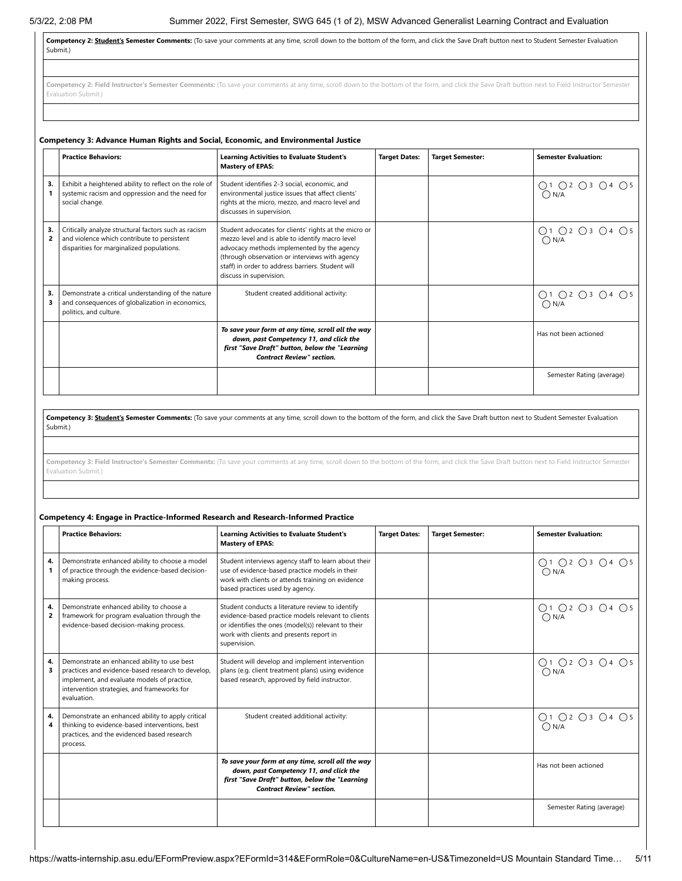**Competency 2: Student's Semester Comments:** (To save your comments at any time, scroll down to the bottom of the form, and click the Save Draft button next to Student Semester Evaluation Submit.)

**Competency 2: Field Instructor's Semester Comments:** (To save your comments at any time, scroll down to the bottom of the form, and click the Save Draft button next to Field Instructor Semester Evaluation Submit.)

### Competency 3: Advance Human Rights and Social, Economic, and Environmental Justice

| | Practice Behaviors: | Learning Activities to Evaluate Student's Mastery of EPAS: | Target Dates: | Target Semester: | Semester Evaluation: |
|---|---|---|---|---|---|
| 3.1 | Exhibit a heightened ability to reflect on the role of systemic racism and oppression and the need for social change. | Student identifies 2-3 social, economic, and environmental justice issues that affect clients' rights at the micro, mezzo, and macro level and discusses in supervision. | | | ◯1 ◯2 ◯3 ◯4 ◯5 ◯N/A |
| 3.2 | Critically analyze structural factors such as racism and violence which contribute to persistent disparities for marginalized populations. | Student advocates for clients' rights at the micro or mezzo level and is able to identify macro level advocacy methods implemented by the agency (through observation or interviews with agency staff) in order to address barriers. Student will discuss in supervision. | | | ◯1 ◯2 ◯3 ◯4 ◯5 ◯N/A |
| 3.3 | Demonstrate a critical understanding of the nature and consequences of globalization in economics, politics, and culture. | Student created additional activity: | | | ◯1 ◯2 ◯3 ◯4 ◯5 ◯N/A |
| | | ***To save your form at any time, scroll all the way down, past Competency 11, and click the first "Save Draft" button, below the "Learning Contract Review" section.*** | | | Has not been actioned |
| | | | | | Semester Rating (average) |

**Competency 3: Student's Semester Comments:** (To save your comments at any time, scroll down to the bottom of the form, and click the Save Draft button next to Student Semester Evaluation Submit.)

**Competency 3: Field Instructor's Semester Comments:** (To save your comments at any time, scroll down to the bottom of the form, and click the Save Draft button next to Field Instructor Semester Evaluation Submit.)

### Competency 4: Engage in Practice-Informed Research and Research-Informed Practice

| | Practice Behaviors: | Learning Activities to Evaluate Student's Mastery of EPAS: | Target Dates: | Target Semester: | Semester Evaluation: |
|---|---|---|---|---|---|
| 4.1 | Demonstrate enhanced ability to choose a model of practice through the evidence-based decision-making process. | Student interviews agency staff to learn about their use of evidence-based practice models in their work with clients or attends training on evidence based practices used by agency. | | | ◯1 ◯2 ◯3 ◯4 ◯5 ◯N/A |
| 4.2 | Demonstrate enhanced ability to choose a framework for program evaluation through the evidence-based decision-making process. | Student conducts a literature review to identify evidence-based practice models relevant to clients or identifies the ones (model(s)) relevant to their work with clients and presents report in supervision. | | | ◯1 ◯2 ◯3 ◯4 ◯5 ◯N/A |
| 4.3 | Demonstrate an enhanced ability to use best practices and evidence-based research to develop, implement, and evaluate models of practice, intervention strategies, and frameworks for evaluation. | Student will develop and implement intervention plans (e.g. client treatment plans) using evidence based research, approved by field instructor. | | | ◯1 ◯2 ◯3 ◯4 ◯5 ◯N/A |
| 4.4 | Demonstrate an enhanced ability to apply critical thinking to evidence-based interventions, best practices, and the evidenced based research process. | Student created additional activity: | | | ◯1 ◯2 ◯3 ◯4 ◯5 ◯N/A |
| | | ***To save your form at any time, scroll all the way down, past Competency 11, and click the first "Save Draft" button, below the "Learning Contract Review" section.*** | | | Has not been actioned |
| | | | | | Semester Rating (average) |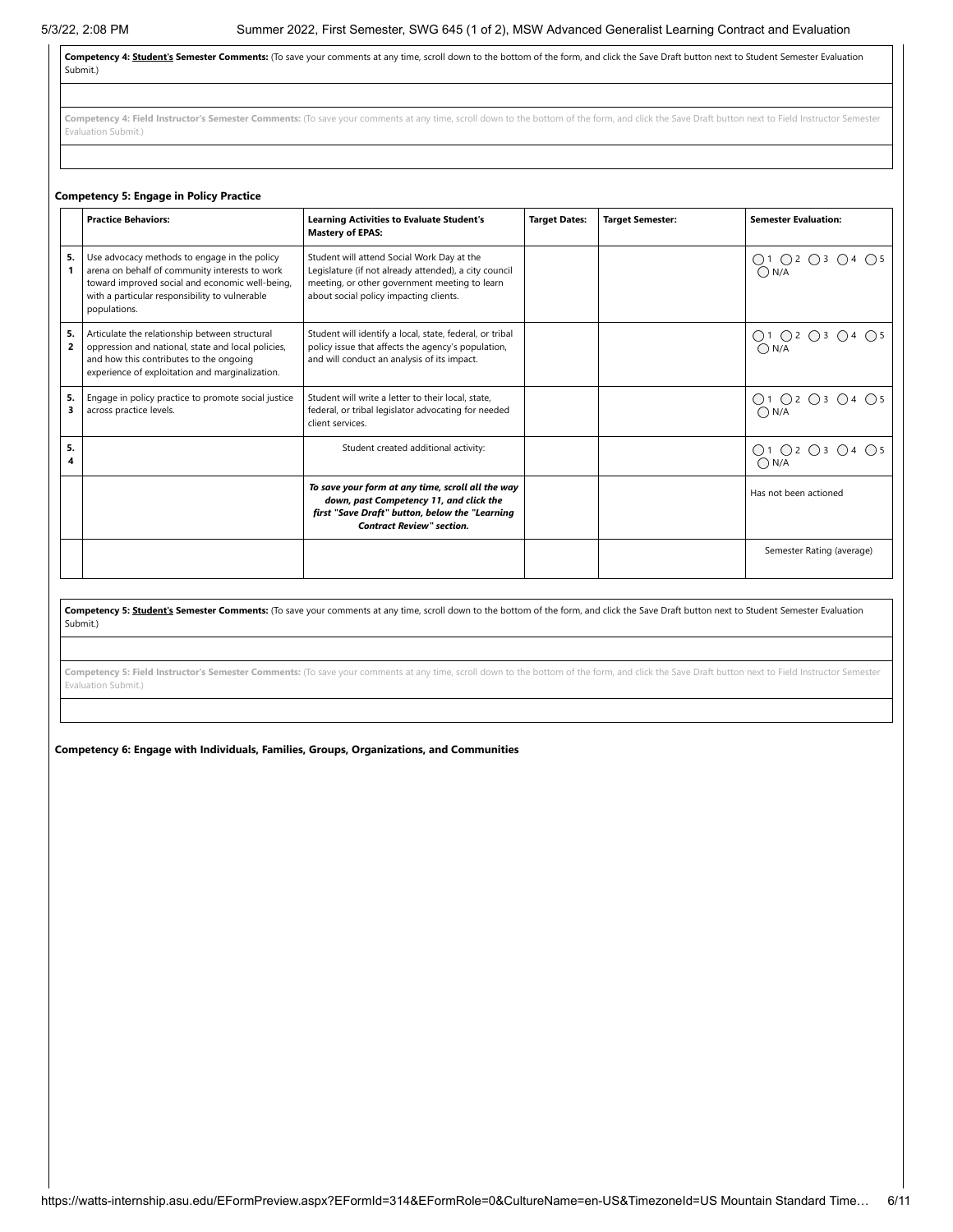**Competency 4: Student's Semester Comments:** (To save your comments at any time, scroll down to the bottom of the form, and click the Save Draft button next to Student Semester Evaluation Submit.)

**Competency 4: Field Instructor's Semester Comments:** (To save your comments at any time, scroll down to the bottom of the form, and click the Save Draft button next to Field Instructor Semester Evaluation Submit.)

**Competency 5: Engage in Policy Practice**

| | Practice Behaviors: | Learning Activities to Evaluate Student's Mastery of EPAS: | Target Dates: | Target Semester: | Semester Evaluation: |
|---|---|---|---|---|---|
| 5.1 | Use advocacy methods to engage in the policy arena on behalf of community interests to work toward improved social and economic well-being, with a particular responsibility to vulnerable populations. | Student will attend Social Work Day at the Legislature (if not already attended), a city council meeting, or other government meeting to learn about social policy impacting clients. | | | ◯1 ◯2 ◯3 ◯4 ◯5 ◯N/A |
| 5.2 | Articulate the relationship between structural oppression and national, state and local policies, and how this contributes to the ongoing experience of exploitation and marginalization. | Student will identify a local, state, federal, or tribal policy issue that affects the agency's population, and will conduct an analysis of its impact. | | | ◯1 ◯2 ◯3 ◯4 ◯5 ◯N/A |
| 5.3 | Engage in policy practice to promote social justice across practice levels. | Student will write a letter to their local, state, federal, or tribal legislator advocating for needed client services. | | | ◯1 ◯2 ◯3 ◯4 ◯5 ◯N/A |
| 5.4 | | Student created additional activity: | | | ◯1 ◯2 ◯3 ◯4 ◯5 ◯N/A |
| | | ***To save your form at any time, scroll all the way down, past Competency 11, and click the first "Save Draft" button, below the "Learning Contract Review" section.*** | | | Has not been actioned |
| | | | | | Semester Rating (average) |

**Competency 5: Student's Semester Comments:** (To save your comments at any time, scroll down to the bottom of the form, and click the Save Draft button next to Student Semester Evaluation Submit.)

**Competency 5: Field Instructor's Semester Comments:** (To save your comments at any time, scroll down to the bottom of the form, and click the Save Draft button next to Field Instructor Semester Evaluation Submit.)

**Competency 6: Engage with Individuals, Families, Groups, Organizations, and Communities**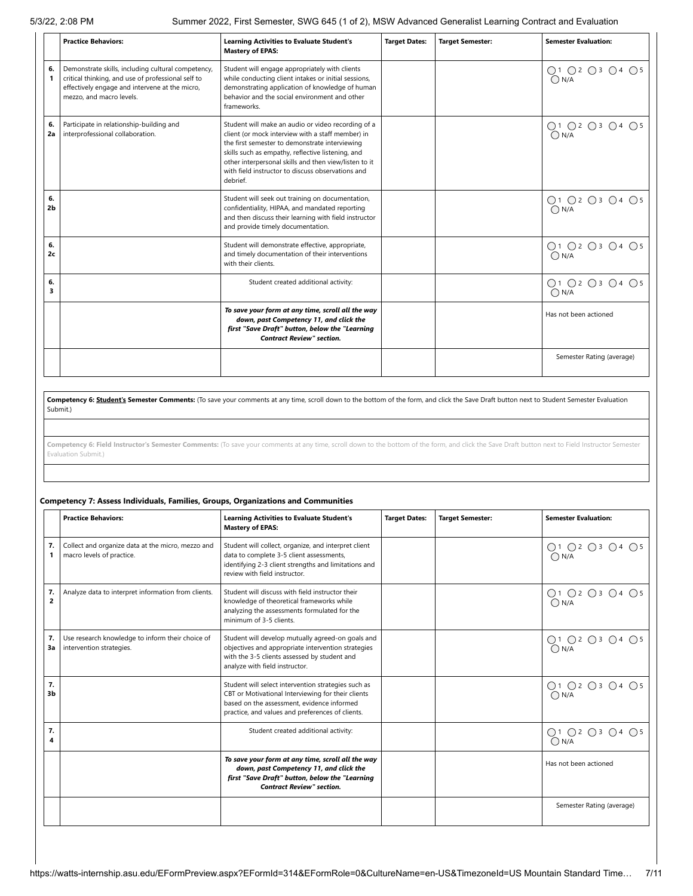| | Practice Behaviors: | Learning Activities to Evaluate Student's Mastery of EPAS: | Target Dates: | Target Semester: | Semester Evaluation: |
|---|---|---|---|---|---|
| 6.1 | Demonstrate skills, including cultural competency, critical thinking, and use of professional self to effectively engage and intervene at the micro, mezzo, and macro levels. | Student will engage appropriately with clients while conducting client intakes or initial sessions, demonstrating application of knowledge of human behavior and the social environment and other frameworks. | | | ◯1 ◯2 ◯3 ◯4 ◯5 ◯N/A |
| 6.2a | Participate in relationship-building and interprofessional collaboration. | Student will make an audio or video recording of a client (or mock interview with a staff member) in the first semester to demonstrate interviewing skills such as empathy, reflective listening, and other interpersonal skills and then view/listen to it with field instructor to discuss observations and debrief. | | | ◯1 ◯2 ◯3 ◯4 ◯5 ◯N/A |
| 6.2b | | Student will seek out training on documentation, confidentiality, HIPAA, and mandated reporting and then discuss their learning with field instructor and provide timely documentation. | | | ◯1 ◯2 ◯3 ◯4 ◯5 ◯N/A |
| 6.2c | | Student will demonstrate effective, appropriate, and timely documentation of their interventions with their clients. | | | ◯1 ◯2 ◯3 ◯4 ◯5 ◯N/A |
| 6.3 | | Student created additional activity: | | | ◯1 ◯2 ◯3 ◯4 ◯5 ◯N/A |
| | | ***To save your form at any time, scroll all the way down, past Competency 11, and click the first "Save Draft" button, below the "Learning Contract Review" section.*** | | | Has not been actioned |
| | | | | | Semester Rating (average) |

**Competency 6: Student's Semester Comments:** (To save your comments at any time, scroll down to the bottom of the form, and click the Save Draft button next to Student Semester Evaluation Submit.)

**Competency 6: Field Instructor's Semester Comments:** (To save your comments at any time, scroll down to the bottom of the form, and click the Save Draft button next to Field Instructor Semester Evaluation Submit.)

### Competency 7: Assess Individuals, Families, Groups, Organizations and Communities

| | Practice Behaviors: | Learning Activities to Evaluate Student's Mastery of EPAS: | Target Dates: | Target Semester: | Semester Evaluation: |
|---|---|---|---|---|---|
| 7.1 | Collect and organize data at the micro, mezzo and macro levels of practice. | Student will collect, organize, and interpret client data to complete 3-5 client assessments, identifying 2-3 client strengths and limitations and review with field instructor. | | | ◯1 ◯2 ◯3 ◯4 ◯5 ◯N/A |
| 7.2 | Analyze data to interpret information from clients. | Student will discuss with field instructor their knowledge of theoretical frameworks while analyzing the assessments formulated for the minimum of 3-5 clients. | | | ◯1 ◯2 ◯3 ◯4 ◯5 ◯N/A |
| 7.3a | Use research knowledge to inform their choice of intervention strategies. | Student will develop mutually agreed-on goals and objectives and appropriate intervention strategies with the 3-5 clients assessed by student and analyze with field instructor. | | | ◯1 ◯2 ◯3 ◯4 ◯5 ◯N/A |
| 7.3b | | Student will select intervention strategies such as CBT or Motivational Interviewing for their clients based on the assessment, evidence informed practice, and values and preferences of clients. | | | ◯1 ◯2 ◯3 ◯4 ◯5 ◯N/A |
| 7.4 | | Student created additional activity: | | | ◯1 ◯2 ◯3 ◯4 ◯5 ◯N/A |
| | | ***To save your form at any time, scroll all the way down, past Competency 11, and click the first "Save Draft" button, below the "Learning Contract Review" section.*** | | | Has not been actioned |
| | | | | | Semester Rating (average) |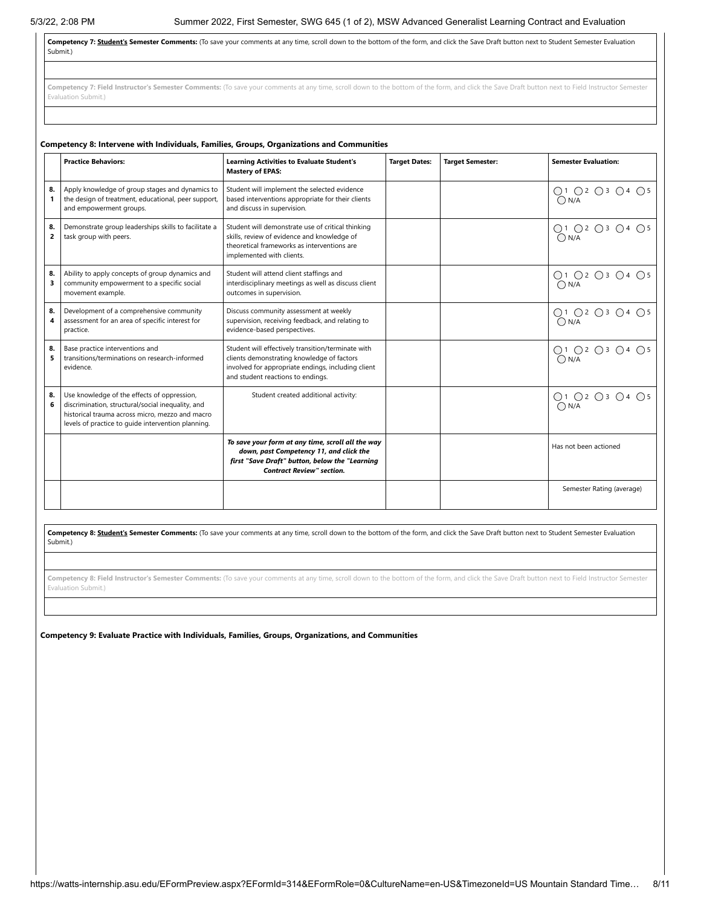**Competency 7: Student's Semester Comments:** (To save your comments at any time, scroll down to the bottom of the form, and click the Save Draft button next to Student Semester Evaluation Submit.)

**Competency 7: Field Instructor's Semester Comments:** (To save your comments at any time, scroll down to the bottom of the form, and click the Save Draft button next to Field Instructor Semester Evaluation Submit.)

**Competency 8: Intervene with Individuals, Families, Groups, Organizations and Communities**

| | Practice Behaviors: | Learning Activities to Evaluate Student's Mastery of EPAS: | Target Dates: | Target Semester: | Semester Evaluation: |
|---|---|---|---|---|---|
| 8.1 | Apply knowledge of group stages and dynamics to the design of treatment, educational, peer support, and empowerment groups. | Student will implement the selected evidence based interventions appropriate for their clients and discuss in supervision. | | | ◯ 1 ◯ 2 ◯ 3 ◯ 4 ◯ 5 ◯ N/A |
| 8.2 | Demonstrate group leaderships skills to facilitate a task group with peers. | Student will demonstrate use of critical thinking skills, review of evidence and knowledge of theoretical frameworks as interventions are implemented with clients. | | | ◯ 1 ◯ 2 ◯ 3 ◯ 4 ◯ 5 ◯ N/A |
| 8.3 | Ability to apply concepts of group dynamics and community empowerment to a specific social movement example. | Student will attend client staffings and interdisciplinary meetings as well as discuss client outcomes in supervision. | | | ◯ 1 ◯ 2 ◯ 3 ◯ 4 ◯ 5 ◯ N/A |
| 8.4 | Development of a comprehensive community assessment for an area of specific interest for practice. | Discuss community assessment at weekly supervision, receiving feedback, and relating to evidence-based perspectives. | | | ◯ 1 ◯ 2 ◯ 3 ◯ 4 ◯ 5 ◯ N/A |
| 8.5 | Base practice interventions and transitions/terminations on research-informed evidence. | Student will effectively transition/terminate with clients demonstrating knowledge of factors involved for appropriate endings, including client and student reactions to endings. | | | ◯ 1 ◯ 2 ◯ 3 ◯ 4 ◯ 5 ◯ N/A |
| 8.6 | Use knowledge of the effects of oppression, discrimination, structural/social inequality, and historical trauma across micro, mezzo and macro levels of practice to guide intervention planning. | Student created additional activity: | | | ◯ 1 ◯ 2 ◯ 3 ◯ 4 ◯ 5 ◯ N/A |
| | | ***To save your form at any time, scroll all the way down, past Competency 11, and click the first "Save Draft" button, below the "Learning Contract Review" section.*** | | | Has not been actioned |
| | | | | | Semester Rating (average) |

**Competency 8: Student's Semester Comments:** (To save your comments at any time, scroll down to the bottom of the form, and click the Save Draft button next to Student Semester Evaluation Submit.)

**Competency 8: Field Instructor's Semester Comments:** (To save your comments at any time, scroll down to the bottom of the form, and click the Save Draft button next to Field Instructor Semester Evaluation Submit.)

**Competency 9: Evaluate Practice with Individuals, Families, Groups, Organizations, and Communities**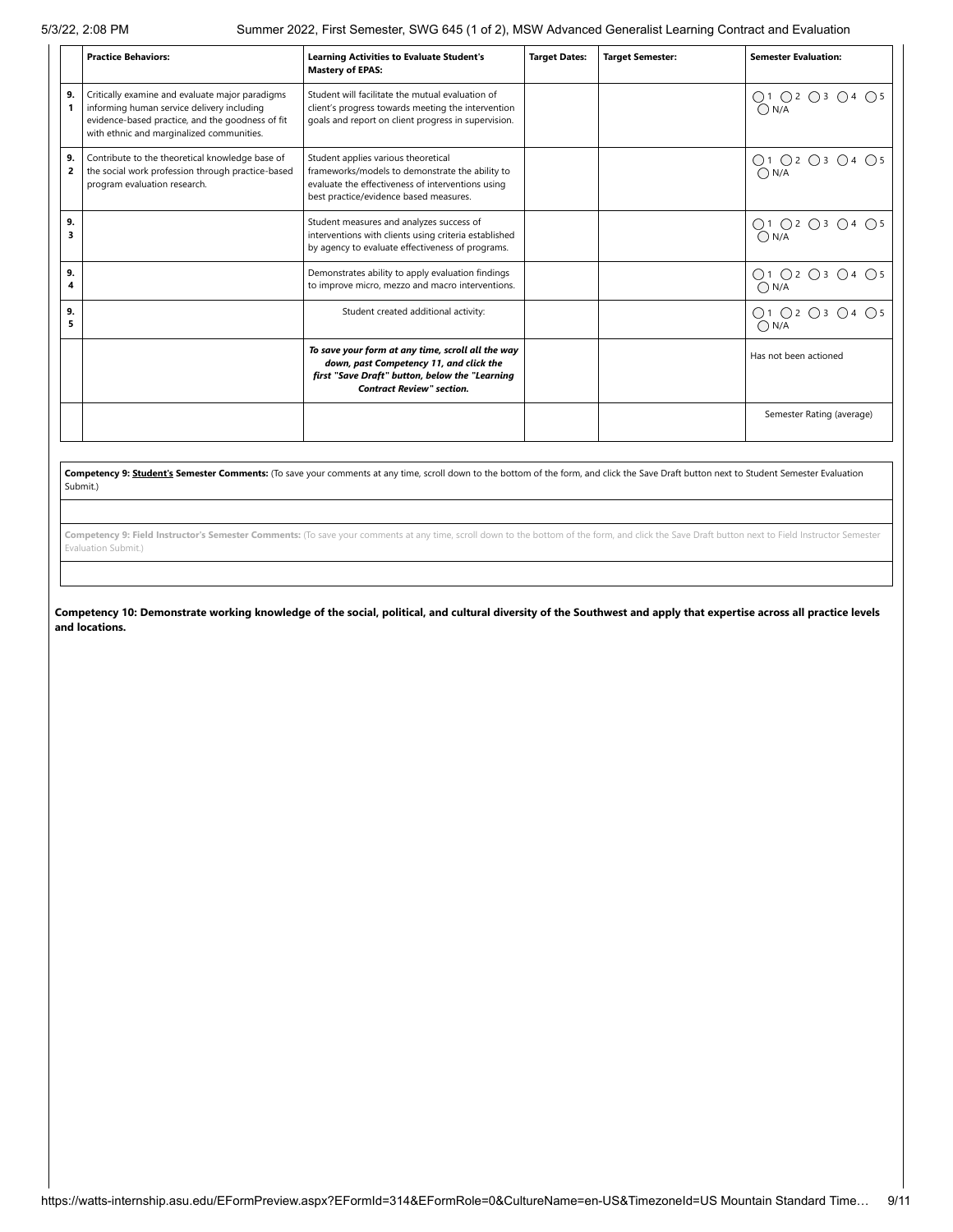| | Practice Behaviors: | Learning Activities to Evaluate Student's Mastery of EPAS: | Target Dates: | Target Semester: | Semester Evaluation: |
|---|---|---|---|---|---|
| 9.1 | Critically examine and evaluate major paradigms informing human service delivery including evidence-based practice, and the goodness of fit with ethnic and marginalized communities. | Student will facilitate the mutual evaluation of client's progress towards meeting the intervention goals and report on client progress in supervision. | | | ◯1 ◯2 ◯3 ◯4 ◯5 ◯N/A |
| 9.2 | Contribute to the theoretical knowledge base of the social work profession through practice-based program evaluation research. | Student applies various theoretical frameworks/models to demonstrate the ability to evaluate the effectiveness of interventions using best practice/evidence based measures. | | | ◯1 ◯2 ◯3 ◯4 ◯5 ◯N/A |
| 9.3 | | Student measures and analyzes success of interventions with clients using criteria established by agency to evaluate effectiveness of programs. | | | ◯1 ◯2 ◯3 ◯4 ◯5 ◯N/A |
| 9.4 | | Demonstrates ability to apply evaluation findings to improve micro, mezzo and macro interventions. | | | ◯1 ◯2 ◯3 ◯4 ◯5 ◯N/A |
| 9.5 | | Student created additional activity: | | | ◯1 ◯2 ◯3 ◯4 ◯5 ◯N/A |
| | | ***To save your form at any time, scroll all the way down, past Competency 11, and click the first "Save Draft" button, below the "Learning Contract Review" section.*** | | | Has not been actioned |
| | | | | | Semester Rating (average) |

**Competency 9: Student's Semester Comments:** (To save your comments at any time, scroll down to the bottom of the form, and click the Save Draft button next to Student Semester Evaluation Submit.)

**Competency 9: Field Instructor's Semester Comments:** (To save your comments at any time, scroll down to the bottom of the form, and click the Save Draft button next to Field Instructor Semester Evaluation Submit.)

**Competency 10: Demonstrate working knowledge of the social, political, and cultural diversity of the Southwest and apply that expertise across all practice levels and locations.**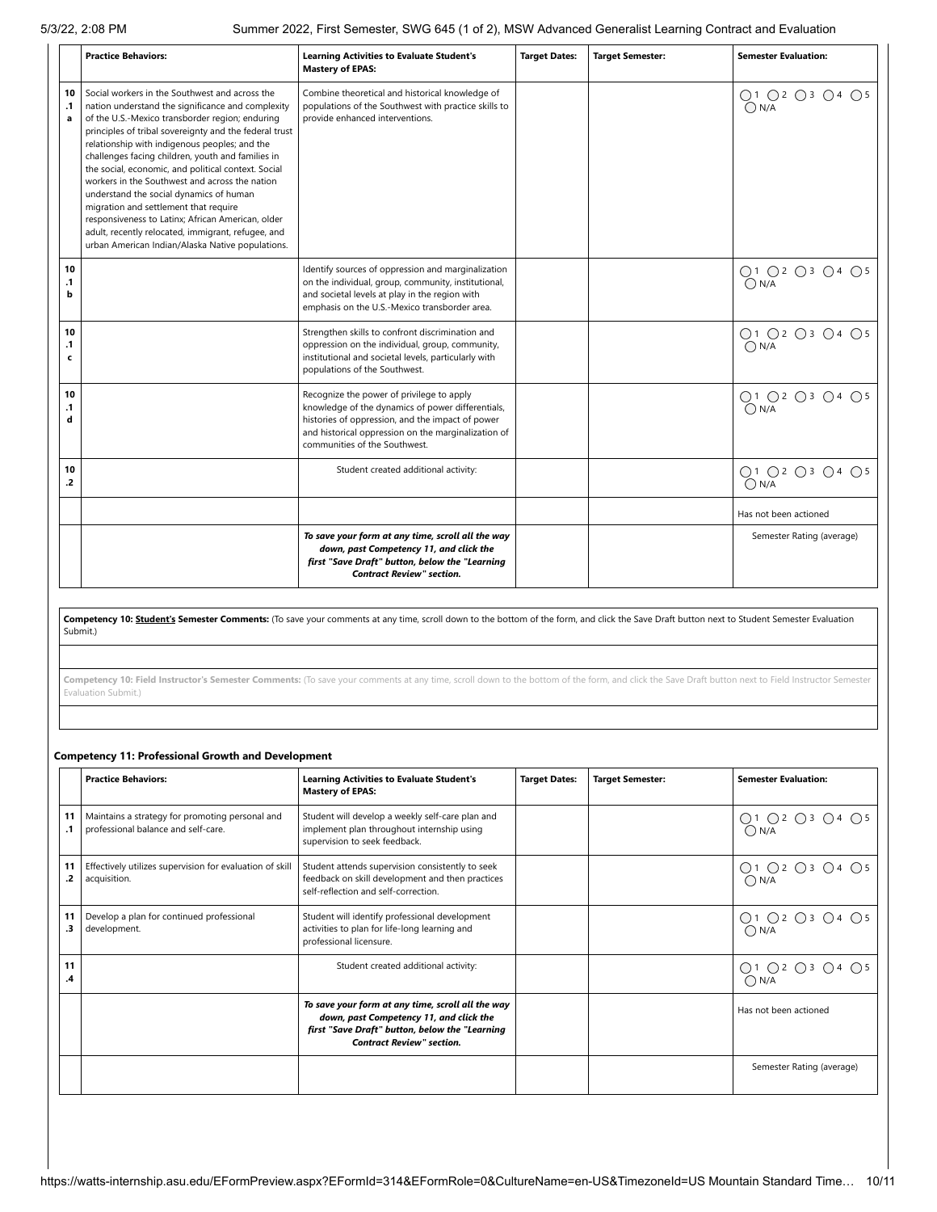| | Practice Behaviors: | Learning Activities to Evaluate Student's Mastery of EPAS: | Target Dates: | Target Semester: | Semester Evaluation: |
|---|---|---|---|---|---|
| 10.1.a | Social workers in the Southwest and across the nation understand the significance and complexity of the U.S.-Mexico transborder region; enduring principles of tribal sovereignty and the federal trust relationship with indigenous peoples; and the challenges facing children, youth and families in the social, economic, and political context. Social workers in the Southwest and across the nation understand the social dynamics of human migration and settlement that require responsiveness to Latinx; African American, older adult, recently relocated, immigrant, refugee, and urban American Indian/Alaska Native populations. | Combine theoretical and historical knowledge of populations of the Southwest with practice skills to provide enhanced interventions. | | | ◯1 ◯2 ◯3 ◯4 ◯5 ◯N/A |
| 10.1.b | | Identify sources of oppression and marginalization on the individual, group, community, institutional, and societal levels at play in the region with emphasis on the U.S.-Mexico transborder area. | | | ◯1 ◯2 ◯3 ◯4 ◯5 ◯N/A |
| 10.1.c | | Strengthen skills to confront discrimination and oppression on the individual, group, community, institutional and societal levels, particularly with populations of the Southwest. | | | ◯1 ◯2 ◯3 ◯4 ◯5 ◯N/A |
| 10.1.d | | Recognize the power of privilege to apply knowledge of the dynamics of power differentials, histories of oppression, and the impact of power and historical oppression on the marginalization of communities of the Southwest. | | | ◯1 ◯2 ◯3 ◯4 ◯5 ◯N/A |
| 10.2 | | Student created additional activity: | | | ◯1 ◯2 ◯3 ◯4 ◯5 ◯N/A |
| | | | | | Has not been actioned |
| | | ***To save your form at any time, scroll all the way down, past Competency 11, and click the first "Save Draft" button, below the "Learning Contract Review" section.*** | | | Semester Rating (average) |

**Competency 10: Student's Semester Comments:** (To save your comments at any time, scroll down to the bottom of the form, and click the Save Draft button next to Student Semester Evaluation Submit.)

**Competency 10: Field Instructor's Semester Comments:** (To save your comments at any time, scroll down to the bottom of the form, and click the Save Draft button next to Field Instructor Semester Evaluation Submit.)

### Competency 11: Professional Growth and Development

| | Practice Behaviors: | Learning Activities to Evaluate Student's Mastery of EPAS: | Target Dates: | Target Semester: | Semester Evaluation: |
|---|---|---|---|---|---|
| 11.1 | Maintains a strategy for promoting personal and professional balance and self-care. | Student will develop a weekly self-care plan and implement plan throughout internship using supervision to seek feedback. | | | ◯1 ◯2 ◯3 ◯4 ◯5 ◯N/A |
| 11.2 | Effectively utilizes supervision for evaluation of skill acquisition. | Student attends supervision consistently to seek feedback on skill development and then practices self-reflection and self-correction. | | | ◯1 ◯2 ◯3 ◯4 ◯5 ◯N/A |
| 11.3 | Develop a plan for continued professional development. | Student will identify professional development activities to plan for life-long learning and professional licensure. | | | ◯1 ◯2 ◯3 ◯4 ◯5 ◯N/A |
| 11.4 | | Student created additional activity: | | | ◯1 ◯2 ◯3 ◯4 ◯5 ◯N/A |
| | | ***To save your form at any time, scroll all the way down, past Competency 11, and click the first "Save Draft" button, below the "Learning Contract Review" section.*** | | | Has not been actioned |
| | | | | | Semester Rating (average) |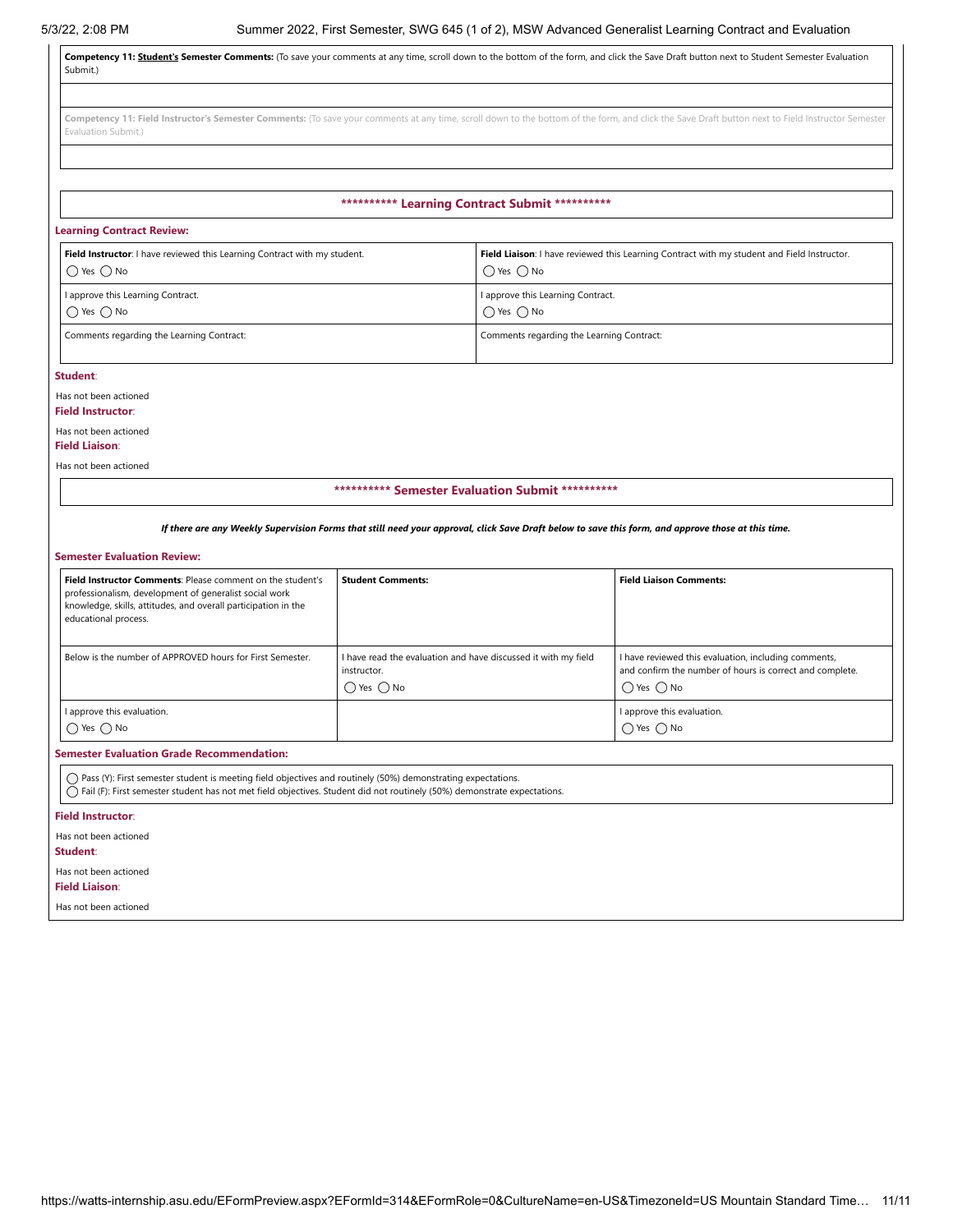**Competency 11: Student's Semester Comments:** (To save your comments at any time, scroll down to the bottom of the form, and click the Save Draft button next to Student Semester Evaluation Submit.)

**Competency 11: Field Instructor's Semester Comments:** (To save your comments at any time, scroll down to the bottom of the form, and click the Save Draft button next to Field Instructor Semester Evaluation Submit.)

**\*\*\*\*\*\*\*\*\*\* Learning Contract Submit \*\*\*\*\*\*\*\*\*\***

**Learning Contract Review:**

| | |
|---|---|
| **Field Instructor**: I have reviewed this Learning Contract with my student. ◯ Yes ◯ No | **Field Liaison**: I have reviewed this Learning Contract with my student and Field Instructor. ◯ Yes ◯ No |
| I approve this Learning Contract. ◯ Yes ◯ No | I approve this Learning Contract. ◯ Yes ◯ No |
| Comments regarding the Learning Contract: | Comments regarding the Learning Contract: |

**Student**:

Has not been actioned

**Field Instructor**:

Has not been actioned

**Field Liaison**:

Has not been actioned

**\*\*\*\*\*\*\*\*\*\* Semester Evaluation Submit \*\*\*\*\*\*\*\*\*\***

***If there are any Weekly Supervision Forms that still need your approval, click Save Draft below to save this form, and approve those at this time.***

**Semester Evaluation Review:**

| | | |
|---|---|---|
| **Field Instructor Comments**: Please comment on the student's professionalism, development of generalist social work knowledge, skills, attitudes, and overall participation in the educational process. | **Student Comments:** | **Field Liaison Comments:** |
| Below is the number of APPROVED hours for First Semester. | I have read the evaluation and have discussed it with my field instructor. ◯ Yes ◯ No | I have reviewed this evaluation, including comments, and confirm the number of hours is correct and complete. ◯ Yes ◯ No |
| I approve this evaluation. ◯ Yes ◯ No | | I approve this evaluation. ◯ Yes ◯ No |

**Semester Evaluation Grade Recommendation:**

◯ Pass (Y): First semester student is meeting field objectives and routinely (50%) demonstrating expectations.
◯ Fail (F): First semester student has not met field objectives. Student did not routinely (50%) demonstrate expectations.

**Field Instructor**:

Has not been actioned

**Student**:

Has not been actioned

**Field Liaison**:

Has not been actioned